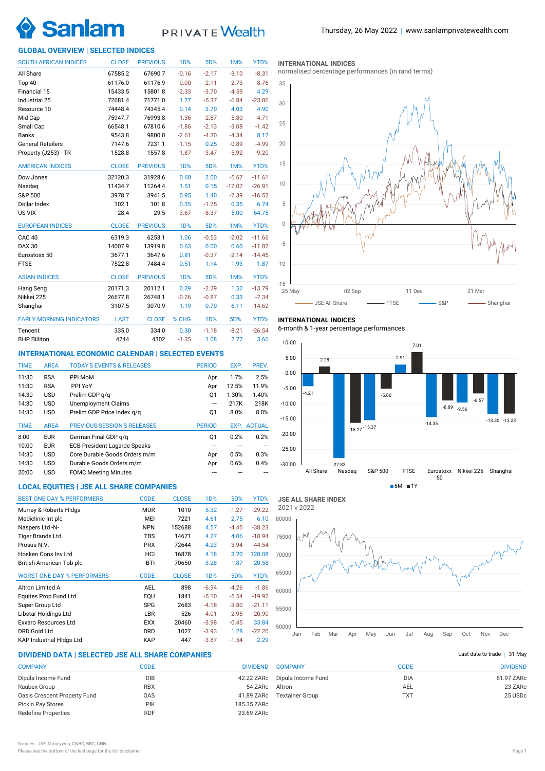# Sanlam PRIVATE Wealth

Thursday, 26 May 2022 | www.sanlamprivatewealth.com

## GLOBAL OVERVIEW | SELECTED INDICES

| SOUTH AFRICAN INDICES | CLOSE | PREVIOUS | 1D% | 5D% | 1M% | YTD% |
|---|---|---|---|---|---|---|
| All Share | 67585.2 | 67690.7 | -0.16 | -2.17 | -3.10 | -8.31 |
| Top 40 | 61176.0 | 61176.9 | 0.00 | -2.11 | -2.73 | -8.76 |
| Financial 15 | 15433.5 | 15801.8 | -2.33 | -3.70 | -4.59 | 4.29 |
| Industrial 25 | 72681.4 | 71771.0 | 1.27 | -5.37 | -6.84 | -23.86 |
| Resource 10 | 74448.4 | 74345.4 | 0.14 | 3.70 | 4.03 | 4.90 |
| Mid Cap | 75947.7 | 76993.8 | -1.36 | -2.87 | -5.80 | -4.71 |
| Small Cap | 66548.1 | 67810.6 | -1.86 | -2.13 | -3.08 | -1.42 |
| Banks | 9543.8 | 9800.0 | -2.61 | -4.30 | -4.34 | 8.17 |
| General Retailers | 7147.6 | 7231.1 | -1.15 | 0.25 | -0.89 | -4.99 |
| Property (J253) - TR | 1528.8 | 1557.8 | -1.87 | -3.47 | -5.92 | -9.20 |

| AMERICAN INDICES | CLOSE | PREVIOUS | 1D% | 5D% | 1M% | YTD% |
|---|---|---|---|---|---|---|
| Dow Jones | 32120.3 | 31928.6 | 0.60 | 2.00 | -5.67 | -11.61 |
| Nasdaq | 11434.7 | 11264.4 | 1.51 | 0.15 | -12.07 | -26.91 |
| S&P 500 | 3978.7 | 3941.5 | 0.95 | 1.40 | -7.39 | -16.52 |
| Dollar Index | 102.1 | 101.8 | 0.35 | -1.75 | 0.35 | 6.74 |
| US VIX | 28.4 | 29.5 | -3.67 | -8.37 | 5.00 | 64.75 |

| EUROPEAN INDICES | CLOSE | PREVIOUS | 1D% | 5D% | 1M% | YTD% |
|---|---|---|---|---|---|---|
| CAC 40 | 6319.3 | 6253.1 | 1.06 | -0.53 | -2.02 | -11.66 |
| DAX 30 | 14007.9 | 13919.8 | 0.63 | 0.00 | 0.60 | -11.82 |
| Eurostoxx 50 | 3677.1 | 3647.6 | 0.81 | -0.37 | -2.14 | -14.45 |
| FTSE | 7522.8 | 7484.4 | 0.51 | 1.14 | 1.93 | 1.87 |

| ASIAN INDICES | CLOSE | PREVIOUS | 1D% | 5D% | 1M% | YTD% |
|---|---|---|---|---|---|---|
| Hang Seng | 20171.3 | 20112.1 | 0.29 | -2.29 | 1.52 | -13.79 |
| Nikkei 225 | 26677.8 | 26748.1 | -0.26 | -0.87 | 0.33 | -7.34 |
| Shanghai | 3107.5 | 3070.9 | 1.19 | 0.70 | 6.11 | -14.62 |

| EARLY MORNING INDICATORS | LAST | CLOSE | % CHG | 5D% | 1M% | YTD% |
|---|---|---|---|---|---|---|
| Tencent | 335.0 | 334.0 | 0.30 | -1.18 | -8.21 | -26.54 |
| BHP Billiton | 4244 | 4302 | -1.35 | 1.08 | 2.77 | 3.66 |

## INTERNATIONAL INDICES

normalised percentage performances (in rand terms)

JSE All Share — FTSE — S&P — Shanghai

## INTERNATIONAL INDICES

6-month & 1-year percentage performances

| | 6M | 1Y |
|---|---|---|
| All Share | -4.21 | 2.28 |
| Nasdaq | -27.83 | -16.27 |
| S&P 500 | -15.37 | -5.00 |
| FTSE | 2.91 | 7.01 |
| Eurostoxx 50 | -14.35 | -8.89 |
| Nikkei 225 | -9.56 | -6.57 |
| Shanghai | -13.30 | -13.23 |

## INTERNATIONAL ECONOMIC CALENDAR | SELECTED EVENTS

| TIME | AREA | TODAY'S EVENTS & RELEASES | PERIOD | EXP. | PREV. |
|---|---|---|---|---|---|
| 11:30 | RSA | PPI MoM | Apr | 1.7% | 2.5% |
| 11:30 | RSA | PPI YoY | Apr | 12.5% | 11.9% |
| 14:30 | USD | Prelim GDP q/q | Q1 | -1.30% | -1.40% |
| 14:30 | USD | Unemployment Claims | — | 217K | 218K |
| 14:30 | USD | Prelim GDP Price Index q/q | Q1 | 8.0% | 8.0% |

| TIME | AREA | PREVIOUS SESSION'S RELEASES | PERIOD | EXP. | ACTUAL |
|---|---|---|---|---|---|
| 8:00 | EUR | German Final GDP q/q | Q1 | 0.2% | 0.2% |
| 10:00 | EUR | ECB President Lagarde Speaks | — | — | — |
| 14:30 | USD | Core Durable Goods Orders m/m | Apr | 0.5% | 0.3% |
| 14:30 | USD | Durable Goods Orders m/m | Apr | 0.6% | 0.4% |
| 20:00 | USD | FOMC Meeting Minutes | — | — | — |

## LOCAL EQUITIES | JSE ALL SHARE COMPANIES

| BEST ONE-DAY % PERFORMERS | CODE | CLOSE | 1D% | 5D% | YTD% |
|---|---|---|---|---|---|
| Murray & Roberts Hldgs | MUR | 1010 | 5.32 | -1.27 | -29.22 |
| Mediclinic Int plc | MEI | 7221 | 4.61 | 2.75 | 6.10 |
| Naspers Ltd -N- | NPN | 152688 | 4.57 | -4.45 | -38.23 |
| Tiger Brands Ltd | TBS | 14671 | 4.27 | 4.06 | -18.94 |
| Prosus N.V. | PRX | 72644 | 4.23 | -3.94 | -44.54 |
| Hosken Cons Inv Ltd | HCI | 16878 | 4.18 | 3.20 | 128.08 |
| British American Tob plc | BTI | 70650 | 3.28 | 1.87 | 20.58 |

| WORST ONE-DAY % PERFORMERS | CODE | CLOSE | 1D% | 5D% | YTD% |
|---|---|---|---|---|---|
| Altron Limited A | AEL | 898 | -6.94 | -4.26 | -1.86 |
| Equites Prop Fund Ltd | EQU | 1841 | -5.10 | -5.54 | -19.92 |
| Super Group Ltd | SPG | 2683 | -4.18 | -3.80 | -21.11 |
| Libstar Holdings Ltd | LBR | 526 | -4.01 | -2.95 | -20.90 |
| Exxaro Resources Ltd | EXX | 20460 | -3.98 | -0.45 | 33.84 |
| DRD Gold Ltd | DRD | 1027 | -3.93 | 1.28 | -22.20 |
| KAP Industrial Hldgs Ltd | KAP | 447 | -3.87 | -1.54 | 2.29 |

## JSE ALL SHARE INDEX

2021 v 2022

## DIVIDEND DATA | SELECTED JSE ALL SHARE COMPANIES

| COMPANY | CODE | DIVIDEND |
|---|---|---|
| Dipula Income Fund | DIB | 42.22 ZARc |
| Raubex Group | RBX | 54 ZARc |
| Oasis Crescent Property Fund | OAS | 41.89 ZARc |
| Pick n Pay Stores | PIK | 185.35 ZARc |
| Redefine Properties | RDF | 23.69 ZARc |

Last date to trade | 31 May

| COMPANY | CODE | DIVIDEND |
|---|---|---|
| Dipula Income Fund | DIA | 61.97 ZARc |
| Altron | AEL | 23 ZARc |
| Textainer Group | TXT | 25 USDc |

Sources : JSE, Moneyweb, CNBC, BBC, CNN

Please see the bottom of the last page for the full disclaimer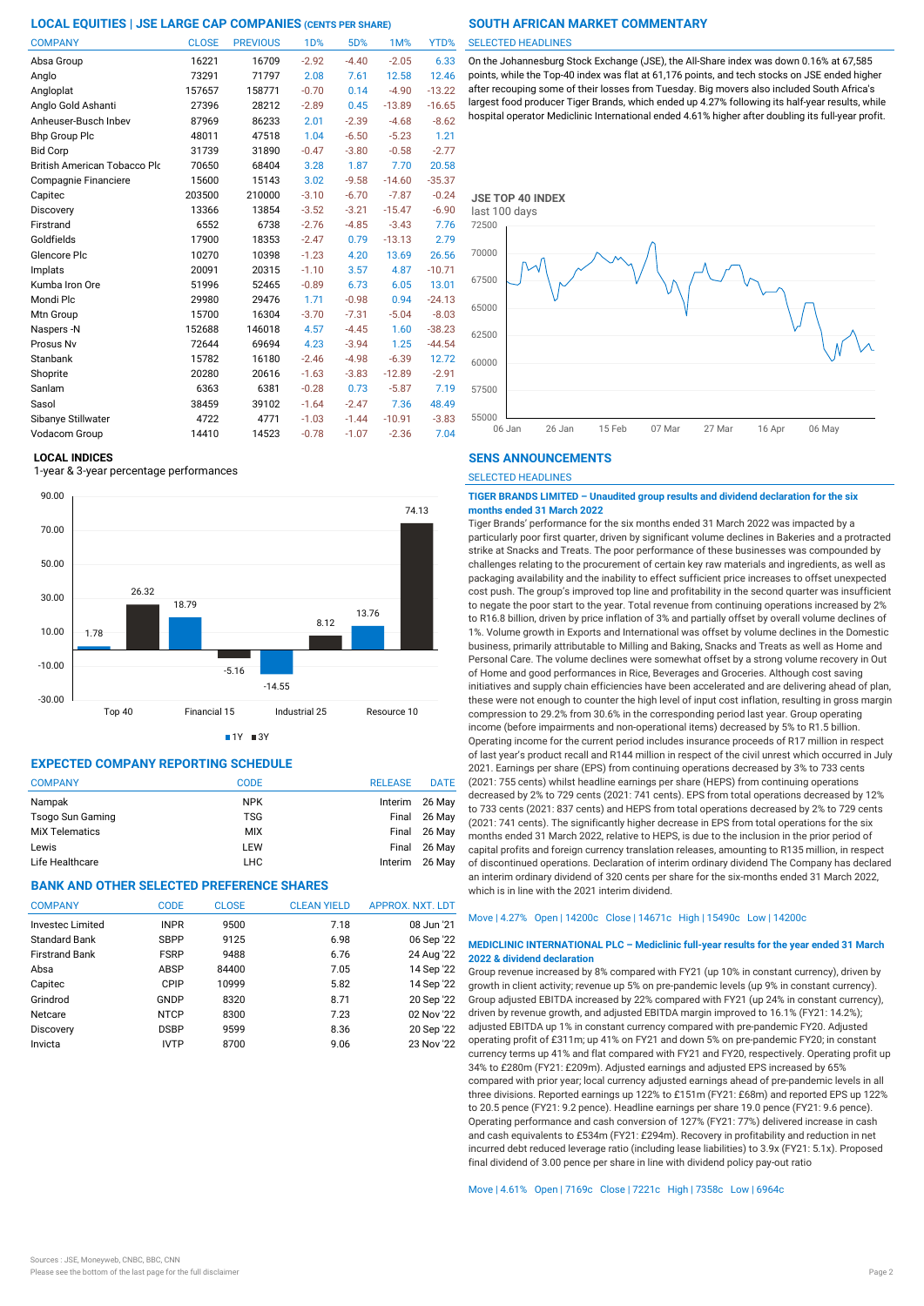## LOCAL EQUITIES | JSE LARGE CAP COMPANIES (CENTS PER SHARE)

| COMPANY | CLOSE | PREVIOUS | 1D% | 5D% | 1M% | YTD% |
|---|---|---|---|---|---|---|
| Absa Group | 16221 | 16709 | -2.92 | -4.40 | -2.05 | 6.33 |
| Anglo | 73291 | 71797 | 2.08 | 7.61 | 12.58 | 12.46 |
| Angloplat | 157657 | 158771 | -0.70 | 0.14 | -4.90 | -13.22 |
| Anglo Gold Ashanti | 27396 | 28212 | -2.89 | 0.45 | -13.89 | -16.65 |
| Anheuser-Busch Inbev | 87969 | 86233 | 2.01 | -2.39 | -4.68 | -8.62 |
| Bhp Group Plc | 48011 | 47518 | 1.04 | -6.50 | -5.23 | 1.21 |
| Bid Corp | 31739 | 31890 | -0.47 | -3.80 | -0.58 | -2.77 |
| British American Tobacco Plc | 70650 | 68404 | 3.28 | 1.87 | 7.70 | 20.58 |
| Compagnie Financiere | 15600 | 15143 | 3.02 | -9.58 | -14.60 | -35.37 |
| Capitec | 203500 | 210000 | -3.10 | -6.70 | -7.87 | -0.24 |
| Discovery | 13366 | 13854 | -3.52 | -3.21 | -15.47 | -6.90 |
| Firstrand | 6552 | 6738 | -2.76 | -4.85 | -3.43 | 7.76 |
| Goldfields | 17900 | 18353 | -2.47 | 0.79 | -13.13 | 2.79 |
| Glencore Plc | 10270 | 10398 | -1.23 | 4.20 | 13.69 | 26.56 |
| Implats | 20091 | 20315 | -1.10 | 3.57 | 4.87 | -10.71 |
| Kumba Iron Ore | 51996 | 52465 | -0.89 | 6.73 | 6.05 | 13.01 |
| Mondi Plc | 29980 | 29476 | 1.71 | -0.98 | 0.94 | -24.13 |
| Mtn Group | 15700 | 16304 | -3.70 | -7.31 | -5.04 | -8.03 |
| Naspers -N | 152688 | 146018 | 4.57 | -4.45 | 1.60 | -38.23 |
| Prosus Nv | 72644 | 69694 | 4.23 | -3.94 | 1.25 | -44.54 |
| Stanbank | 15782 | 16180 | -2.46 | -4.98 | -6.39 | 12.72 |
| Shoprite | 20280 | 20616 | -1.63 | -3.83 | -12.89 | -2.91 |
| Sanlam | 6363 | 6381 | -0.28 | 0.73 | -5.87 | 7.19 |
| Sasol | 38459 | 39102 | -1.64 | -2.47 | 7.36 | 48.49 |
| Sibanye Stillwater | 4722 | 4771 | -1.03 | -1.44 | -10.91 | -3.83 |
| Vodacom Group | 14410 | 14523 | -0.78 | -1.07 | -2.36 | 7.04 |

### LOCAL INDICES

1-year & 3-year percentage performances

| Index | 1Y | 3Y |
|---|---|---|
| Top 40 | 1.78 | 26.32 |
| Financial 15 | 18.79 | -5.16 |
| Industrial 25 | -14.55 | 8.12 |
| Resource 10 | 13.76 | 74.13 |

## EXPECTED COMPANY REPORTING SCHEDULE

| COMPANY | CODE | RELEASE | DATE |
|---|---|---|---|
| Nampak | NPK | Interim | 26 May |
| Tsogo Sun Gaming | TSG | Final | 26 May |
| MiX Telematics | MIX | Final | 26 May |
| Lewis | LEW | Final | 26 May |
| Life Healthcare | LHC | Interim | 26 May |

## BANK AND OTHER SELECTED PREFERENCE SHARES

| COMPANY | CODE | CLOSE | CLEAN YIELD | APPROX. NXT. LDT |
|---|---|---|---|---|
| Investec Limited | INPR | 9500 | 7.18 | 08 Jun '21 |
| Standard Bank | SBPP | 9125 | 6.98 | 06 Sep '22 |
| Firstrand Bank | FSRP | 9488 | 6.76 | 24 Aug '22 |
| Absa | ABSP | 84400 | 7.05 | 14 Sep '22 |
| Capitec | CPIP | 10999 | 5.82 | 14 Sep '22 |
| Grindrod | GNDP | 8320 | 8.71 | 20 Sep '22 |
| Netcare | NTCP | 8300 | 7.23 | 02 Nov '22 |
| Discovery | DSBP | 9599 | 8.36 | 20 Sep '22 |
| Invicta | IVTP | 8700 | 9.06 | 23 Nov '22 |

## SOUTH AFRICAN MARKET COMMENTARY

SELECTED HEADLINES

On the Johannesburg Stock Exchange (JSE), the All-Share index was down 0.16% at 67,585 points, while the Top-40 index was flat at 61,176 points, and tech stocks on JSE ended higher after recouping some of their losses from Tuesday. Big movers also included South Africa's largest food producer Tiger Brands, which ended up 4.27% following its half-year results, while hospital operator Mediclinic International ended 4.61% higher after doubling its full-year profit.

### JSE TOP 40 INDEX

last 100 days

## SENS ANNOUNCEMENTS

SELECTED HEADLINES

**TIGER BRANDS LIMITED – Unaudited group results and dividend declaration for the six months ended 31 March 2022**

Tiger Brands' performance for the six months ended 31 March 2022 was impacted by a particularly poor first quarter, driven by significant volume declines in Bakeries and a protracted strike at Snacks and Treats. The poor performance of these businesses was compounded by challenges relating to the procurement of certain key raw materials and ingredients, as well as packaging availability and the inability to effect sufficient price increases to offset unexpected cost push. The group's improved top line and profitability in the second quarter was insufficient to negate the poor start to the year. Total revenue from continuing operations increased by 2% to R16.8 billion, driven by price inflation of 3% and partially offset by overall volume declines of 1%. Volume growth in Exports and International was offset by volume declines in the Domestic business, primarily attributable to Milling and Baking, Snacks and Treats as well as Home and Personal Care. The volume declines were somewhat offset by a strong volume recovery in Out of Home and good performances in Rice, Beverages and Groceries. Although cost saving initiatives and supply chain efficiencies have been accelerated and are delivering ahead of plan, these were not enough to counter the high level of input cost inflation, resulting in gross margin compression to 29.2% from 30.6% in the corresponding period last year. Group operating income (before impairments and non-operational items) decreased by 5% to R1.5 billion. Operating income for the current period includes insurance proceeds of R17 million in respect of last year's product recall and R144 million in respect of the civil unrest which occurred in July 2021. Earnings per share (EPS) from continuing operations decreased by 3% to 733 cents (2021: 755 cents) whilst headline earnings per share (HEPS) from continuing operations decreased by 2% to 729 cents (2021: 741 cents). EPS from total operations decreased by 12% to 733 cents (2021: 837 cents) and HEPS from total operations decreased by 2% to 729 cents (2021: 741 cents). The significantly higher decrease in EPS from total operations for the six months ended 31 March 2022, relative to HEPS, is due to the inclusion in the prior period of capital profits and foreign currency translation releases, amounting to R135 million, in respect of discontinued operations. Declaration of interim ordinary dividend The Company has declared an interim ordinary dividend of 320 cents per share for the six-months ended 31 March 2022, which is in line with the 2021 interim dividend.

Move | 4.27% Open | 14200c Close | 14671c High | 15490c Low | 14200c

**MEDICLINIC INTERNATIONAL PLC – Mediclinic full-year results for the year ended 31 March 2022 & dividend declaration**

Group revenue increased by 8% compared with FY21 (up 10% in constant currency), driven by growth in client activity; revenue up 5% on pre-pandemic levels (up 9% in constant currency). Group adjusted EBITDA increased by 22% compared with FY21 (up 24% in constant currency), driven by revenue growth, and adjusted EBITDA margin improved to 16.1% (FY21: 14.2%); adjusted EBITDA up 1% in constant currency compared with pre-pandemic FY20. Adjusted operating profit of £311m; up 41% on FY21 and down 5% on pre-pandemic FY20; in constant currency terms up 41% and flat compared with FY21 and FY20, respectively. Operating profit up 34% to £280m (FY21: £209m). Adjusted earnings and adjusted EPS increased by 65% compared with prior year; local currency adjusted earnings ahead of pre-pandemic levels in all three divisions. Reported earnings up 122% to £151m (FY21: £68m) and reported EPS up 122% to 20.5 pence (FY21: 9.2 pence). Headline earnings per share 19.0 pence (FY21: 9.6 pence). Operating performance and cash conversion of 127% (FY21: 77%) delivered increase in cash and cash equivalents to £534m (FY21: £294m). Recovery in profitability and reduction in net incurred debt reduced leverage ratio (including lease liabilities) to 3.9x (FY21: 5.1x). Proposed final dividend of 3.00 pence per share in line with dividend policy pay-out ratio

Move | 4.61% Open | 7169c Close | 7221c High | 7358c Low | 6964c

Sources : JSE, Moneyweb, CNBC, BBC, CNN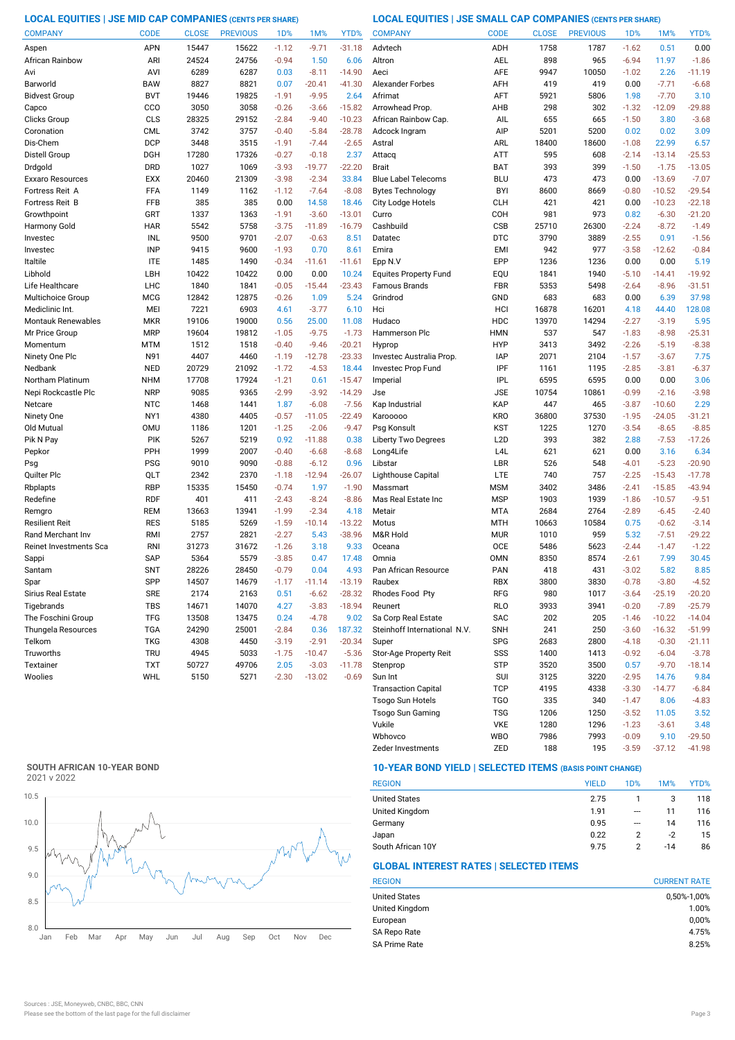## LOCAL EQUITIES | JSE MID CAP COMPANIES (CENTS PER SHARE)

| COMPANY | CODE | CLOSE | PREVIOUS | 1D% | 1M% | YTD% |
|---|---|---|---|---|---|---|
| Aspen | APN | 15447 | 15622 | -1.12 | -9.71 | -31.18 |
| African Rainbow | ARI | 24524 | 24756 | -0.94 | 1.50 | 6.06 |
| Avi | AVI | 6289 | 6287 | 0.03 | -8.11 | -14.90 |
| Barworld | BAW | 8827 | 8821 | 0.07 | -20.41 | -41.30 |
| Bidvest Group | BVT | 19446 | 19825 | -1.91 | -9.95 | 2.64 |
| Capco | CCO | 3050 | 3058 | -0.26 | -3.66 | -15.82 |
| Clicks Group | CLS | 28325 | 29152 | -2.84 | -9.40 | -10.23 |
| Coronation | CML | 3742 | 3757 | -0.40 | -5.84 | -28.78 |
| Dis-Chem | DCP | 3448 | 3515 | -1.91 | -7.44 | -2.65 |
| Distell Group | DGH | 17280 | 17326 | -0.27 | -0.18 | 2.37 |
| Drdgold | DRD | 1027 | 1069 | -3.93 | -19.77 | -22.20 |
| Exxaro Resources | EXX | 20460 | 21309 | -3.98 | -2.34 | 33.84 |
| Fortress Reit A | FFA | 1149 | 1162 | -1.12 | -7.64 | -8.08 |
| Fortress Reit B | FFB | 385 | 385 | 0.00 | 14.58 | 18.46 |
| Growthpoint | GRT | 1337 | 1363 | -1.91 | -3.60 | -13.01 |
| Harmony Gold | HAR | 5542 | 5758 | -3.75 | -11.89 | -16.79 |
| Investec | INL | 9500 | 9701 | -2.07 | -0.63 | 8.51 |
| Investec | INP | 9415 | 9600 | -1.93 | 0.70 | 8.61 |
| Italtile | ITE | 1485 | 1490 | -0.34 | -11.61 | -11.61 |
| Libhold | LBH | 10422 | 10422 | 0.00 | 0.00 | 10.24 |
| Life Healthcare | LHC | 1840 | 1841 | -0.05 | -15.44 | -23.43 |
| Multichoice Group | MCG | 12842 | 12875 | -0.26 | 1.09 | 5.24 |
| Mediclinic Int. | MEI | 7221 | 6903 | 4.61 | -3.77 | 6.10 |
| Montauk Renewables | MKR | 19106 | 19000 | 0.56 | 25.00 | 11.08 |
| Mr Price Group | MRP | 19604 | 19812 | -1.05 | -9.75 | -1.73 |
| Momentum | MTM | 1512 | 1518 | -0.40 | -9.46 | -20.21 |
| Ninety One Plc | N91 | 4407 | 4460 | -1.19 | -12.78 | -23.33 |
| Nedbank | NED | 20729 | 21092 | -1.72 | -4.53 | 18.44 |
| Northam Platinum | NHM | 17708 | 17924 | -1.21 | 0.61 | -15.47 |
| Nepi Rockcastle Plc | NRP | 9085 | 9365 | -2.99 | -3.92 | -14.29 |
| Netcare | NTC | 1468 | 1441 | 1.87 | -6.08 | -7.56 |
| Ninety One | NY1 | 4380 | 4405 | -0.57 | -11.05 | -22.49 |
| Old Mutual | OMU | 1186 | 1201 | -1.25 | -2.06 | -9.47 |
| Pik N Pay | PIK | 5267 | 5219 | 0.92 | -11.88 | 0.38 |
| Pepkor | PPH | 1999 | 2007 | -0.40 | -6.68 | -8.68 |
| Psg | PSG | 9010 | 9090 | -0.88 | -6.12 | 0.96 |
| Quilter Plc | QLT | 2342 | 2370 | -1.18 | -12.94 | -26.07 |
| Rbplapts | RBP | 15335 | 15450 | -0.74 | 1.97 | -1.90 |
| Redefine | RDF | 401 | 411 | -2.43 | -8.24 | -8.86 |
| Remgro | REM | 13663 | 13941 | -1.99 | -2.34 | 4.18 |
| Resilient Reit | RES | 5185 | 5269 | -1.59 | -10.14 | -13.22 |
| Rand Merchant Inv | RMI | 2757 | 2821 | -2.27 | 5.43 | -38.96 |
| Reinet Investments Sca | RNI | 31273 | 31672 | -1.26 | 3.18 | 9.33 |
| Sappi | SAP | 5364 | 5579 | -3.85 | 0.47 | 17.48 |
| Santam | SNT | 28226 | 28450 | -0.79 | 0.04 | 4.93 |
| Spar | SPP | 14507 | 14679 | -1.17 | -11.14 | -13.19 |
| Sirius Real Estate | SRE | 2174 | 2163 | 0.51 | -6.62 | -28.32 |
| Tigebrands | TBS | 14671 | 14070 | 4.27 | -3.83 | -18.94 |
| The Foschini Group | TFG | 13508 | 13475 | 0.24 | -4.78 | 9.02 |
| Thungela Resources | TGA | 24290 | 25001 | -2.84 | 0.36 | 187.32 |
| Telkom | TKG | 4308 | 4450 | -3.19 | -2.91 | -20.34 |
| Truworths | TRU | 4945 | 5033 | -1.75 | -10.47 | -5.36 |
| Textainer | TXT | 50727 | 49706 | 2.05 | -3.03 | -11.78 |
| Woolies | WHL | 5150 | 5271 | -2.30 | -13.02 | -0.69 |

## LOCAL EQUITIES | JSE SMALL CAP COMPANIES (CENTS PER SHARE)

| COMPANY | CODE | CLOSE | PREVIOUS | 1D% | 1M% | YTD% |
|---|---|---|---|---|---|---|
| Advtech | ADH | 1758 | 1787 | -1.62 | 0.51 | 0.00 |
| Altron | AEL | 898 | 965 | -6.94 | 11.97 | -1.86 |
| Aeci | AFE | 9947 | 10050 | -1.02 | 2.26 | -11.19 |
| Alexander Forbes | AFH | 419 | 419 | 0.00 | -7.71 | -6.68 |
| Afrimat | AFT | 5921 | 5806 | 1.98 | -7.70 | 3.10 |
| Arrowhead Prop. | AHB | 298 | 302 | -1.32 | -12.09 | -29.88 |
| African Rainbow Cap. | AIL | 655 | 665 | -1.50 | 3.80 | -3.68 |
| Adcock Ingram | AIP | 5201 | 5200 | 0.02 | 0.02 | 3.09 |
| Astral | ARL | 18400 | 18600 | -1.08 | 22.99 | 6.57 |
| Attacq | ATT | 595 | 608 | -2.14 | -13.14 | -25.53 |
| Brait | BAT | 393 | 399 | -1.50 | -1.75 | -13.05 |
| Blue Label Telecoms | BLU | 473 | 473 | 0.00 | -13.69 | -7.07 |
| Bytes Technology | BYI | 8600 | 8669 | -0.80 | -10.52 | -29.54 |
| City Lodge Hotels | CLH | 421 | 421 | 0.00 | -10.23 | -22.18 |
| Curro | COH | 981 | 973 | 0.82 | -6.30 | -21.20 |
| Cashbuild | CSB | 25710 | 26300 | -2.24 | -8.72 | -1.49 |
| Datatec | DTC | 3790 | 3889 | -2.55 | 0.91 | -1.56 |
| Emira | EMI | 942 | 977 | -3.58 | -12.62 | -0.84 |
| Epp N.V | EPP | 1236 | 1236 | 0.00 | 0.00 | 5.19 |
| Equites Property Fund | EQU | 1841 | 1940 | -5.10 | -14.41 | -19.92 |
| Famous Brands | FBR | 5353 | 5498 | -2.64 | -8.96 | -31.51 |
| Grindrod | GND | 683 | 683 | 0.00 | 6.39 | 37.98 |
| Hci | HCI | 16878 | 16201 | 4.18 | 44.40 | 128.08 |
| Hudaco | HDC | 13970 | 14294 | -2.27 | -3.19 | 5.95 |
| Hammerson Plc | HMN | 537 | 547 | -1.83 | -8.98 | -25.31 |
| Hyprop | HYP | 3413 | 3492 | -2.26 | -5.19 | -8.38 |
| Investec Australia Prop. | IAP | 2071 | 2104 | -1.57 | -3.67 | 7.75 |
| Investec Prop Fund | IPF | 1161 | 1195 | -2.85 | -3.81 | -6.37 |
| Imperial | IPL | 6595 | 6595 | 0.00 | 0.00 | 3.06 |
| Jse | JSE | 10754 | 10861 | -0.99 | -2.16 | -3.98 |
| Kap Industrial | KAP | 447 | 465 | -3.87 | -10.60 | 2.29 |
| Karooooo | KRO | 36800 | 37530 | -1.95 | -24.05 | -31.21 |
| Psg Konsult | KST | 1225 | 1270 | -3.54 | -8.65 | -8.85 |
| Liberty Two Degrees | L2D | 393 | 382 | 2.88 | -7.53 | -17.26 |
| Long4Life | L4L | 621 | 621 | 0.00 | 3.16 | 6.34 |
| Libstar | LBR | 526 | 548 | -4.01 | -5.23 | -20.90 |
| Lighthouse Capital | LTE | 740 | 757 | -2.25 | -15.43 | -17.78 |
| Massmart | MSM | 3402 | 3486 | -2.41 | -15.85 | -43.94 |
| Mas Real Estate Inc | MSP | 1903 | 1939 | -1.86 | -10.57 | -9.51 |
| Metair | MTA | 2684 | 2764 | -2.89 | -6.45 | -2.40 |
| Motus | MTH | 10663 | 10584 | 0.75 | -0.62 | -3.14 |
| M&R Hold | MUR | 1010 | 959 | 5.32 | -7.51 | -29.22 |
| Oceana | OCE | 5486 | 5623 | -2.44 | -1.47 | -1.22 |
| Omnia | OMN | 8350 | 8574 | -2.61 | 7.99 | 30.45 |
| Pan African Resource | PAN | 418 | 431 | -3.02 | 5.82 | 8.85 |
| Raubex | RBX | 3800 | 3830 | -0.78 | -3.80 | -4.52 |
| Rhodes Food Pty | RFG | 980 | 1017 | -3.64 | -25.19 | -20.20 |
| Reunert | RLO | 3933 | 3941 | -0.20 | -7.89 | -25.79 |
| Sa Corp Real Estate | SAC | 202 | 205 | -1.46 | -10.22 | -14.04 |
| Steinhoff International N.V. | SNH | 241 | 250 | -3.60 | -16.32 | -51.99 |
| Super | SPG | 2683 | 2800 | -4.18 | -0.30 | -21.11 |
| Stor-Age Property Reit | SSS | 1400 | 1413 | -0.92 | -6.04 | -3.78 |
| Stenprop | STP | 3520 | 3500 | 0.57 | -9.70 | -18.14 |
| Sun Int | SUI | 3125 | 3220 | -2.95 | 14.76 | 9.84 |
| Transaction Capital | TCP | 4195 | 4338 | -3.30 | -14.77 | -6.84 |
| Tsogo Sun Hotels | TGO | 335 | 340 | -1.47 | 8.06 | -4.83 |
| Tsogo Sun Gaming | TSG | 1206 | 1250 | -3.52 | 11.05 | 3.52 |
| Vukile | VKE | 1280 | 1296 | -1.23 | -3.61 | 3.48 |
| Wbhovco | WBO | 7986 | 7993 | -0.09 | 9.10 | -29.50 |
| Zeder Investments | ZED | 188 | 195 | -3.59 | -37.12 | -41.98 |

## SOUTH AFRICAN 10-YEAR BOND

2021 v 2022

## 10-YEAR BOND YIELD | SELECTED ITEMS (BASIS POINT CHANGE)

| REGION | YIELD | 1D% | 1M% | YTD% |
|---|---|---|---|---|
| United States | 2.75 | 1 | 3 | 118 |
| United Kingdom | 1.91 | --- | 11 | 116 |
| Germany | 0.95 | --- | 14 | 116 |
| Japan | 0.22 | 2 | -2 | 15 |
| South African 10Y | 9.75 | 2 | -14 | 86 |

## GLOBAL INTEREST RATES | SELECTED ITEMS

| REGION | CURRENT RATE |
|---|---|
| United States | 0,50%-1,00% |
| United Kingdom | 1.00% |
| European | 0,00% |
| SA Repo Rate | 4.75% |
| SA Prime Rate | 8.25% |

Sources : JSE, Moneyweb, CNBC, BBC, CNN

Please see the bottom of the last page for the full disclaimer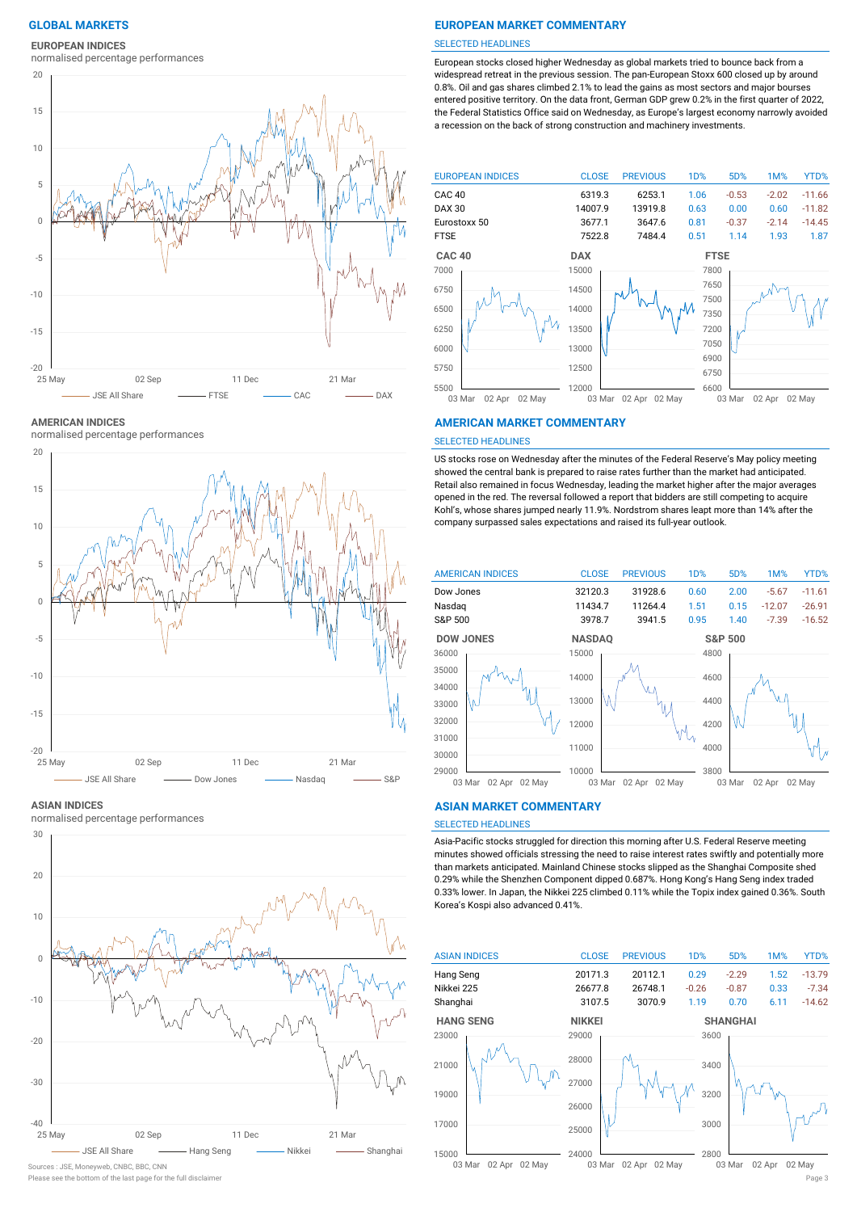# GLOBAL MARKETS

### EUROPEAN INDICES
normalised percentage performances

### AMERICAN INDICES
normalised percentage performances

### ASIAN INDICES
normalised percentage performances

# EUROPEAN MARKET COMMENTARY

SELECTED HEADLINES

European stocks closed higher Wednesday as global markets tried to bounce back from a widespread retreat in the previous session. The pan-European Stoxx 600 closed up by around 0.8%. Oil and gas shares climbed 2.1% to lead the gains as most sectors and major bourses entered positive territory. On the data front, German GDP grew 0.2% in the first quarter of 2022, the Federal Statistics Office said on Wednesday, as Europe's largest economy narrowly avoided a recession on the back of strong construction and machinery investments.

| EUROPEAN INDICES | CLOSE | PREVIOUS | 1D% | 5D% | 1M% | YTD% |
|---|---|---|---|---|---|---|
| CAC 40 | 6319.3 | 6253.1 | 1.06 | -0.53 | -2.02 | -11.66 |
| DAX 30 | 14007.9 | 13919.8 | 0.63 | 0.00 | 0.60 | -11.82 |
| Eurostoxx 50 | 3677.1 | 3647.6 | 0.81 | -0.37 | -2.14 | -14.45 |
| FTSE | 7522.8 | 7484.4 | 0.51 | 1.14 | 1.93 | 1.87 |

# AMERICAN MARKET COMMENTARY

SELECTED HEADLINES

US stocks rose on Wednesday after the minutes of the Federal Reserve's May policy meeting showed the central bank is prepared to raise rates further than the market had anticipated. Retail also remained in focus Wednesday, leading the market higher after the major averages opened in the red. The reversal followed a report that bidders are still competing to acquire Kohl's, whose shares jumped nearly 11.9%. Nordstrom shares leapt more than 14% after the company surpassed sales expectations and raised its full-year outlook.

| AMERICAN INDICES | CLOSE | PREVIOUS | 1D% | 5D% | 1M% | YTD% |
|---|---|---|---|---|---|---|
| Dow Jones | 32120.3 | 31928.6 | 0.60 | 2.00 | -5.67 | -11.61 |
| Nasdaq | 11434.7 | 11264.4 | 1.51 | 0.15 | -12.07 | -26.91 |
| S&P 500 | 3978.7 | 3941.5 | 0.95 | 1.40 | -7.39 | -16.52 |

# ASIAN MARKET COMMENTARY

SELECTED HEADLINES

Asia-Pacific stocks struggled for direction this morning after U.S. Federal Reserve meeting minutes showed officials stressing the need to raise interest rates swiftly and potentially more than markets anticipated. Mainland Chinese stocks slipped as the Shanghai Composite shed 0.29% while the Shenzhen Component dipped 0.687%. Hong Kong's Hang Seng index traded 0.33% lower. In Japan, the Nikkei 225 climbed 0.11% while the Topix index gained 0.36%. South Korea's Kospi also advanced 0.41%.

| ASIAN INDICES | CLOSE | PREVIOUS | 1D% | 5D% | 1M% | YTD% |
|---|---|---|---|---|---|---|
| Hang Seng | 20171.3 | 20112.1 | 0.29 | -2.29 | 1.52 | -13.79 |
| Nikkei 225 | 26677.8 | 26748.1 | -0.26 | -0.87 | 0.33 | -7.34 |
| Shanghai | 3107.5 | 3070.9 | 1.19 | 0.70 | 6.11 | -14.62 |

Sources : JSE, Moneyweb, CNBC, BBC, CNN

Please see the bottom of the last page for the full disclaimer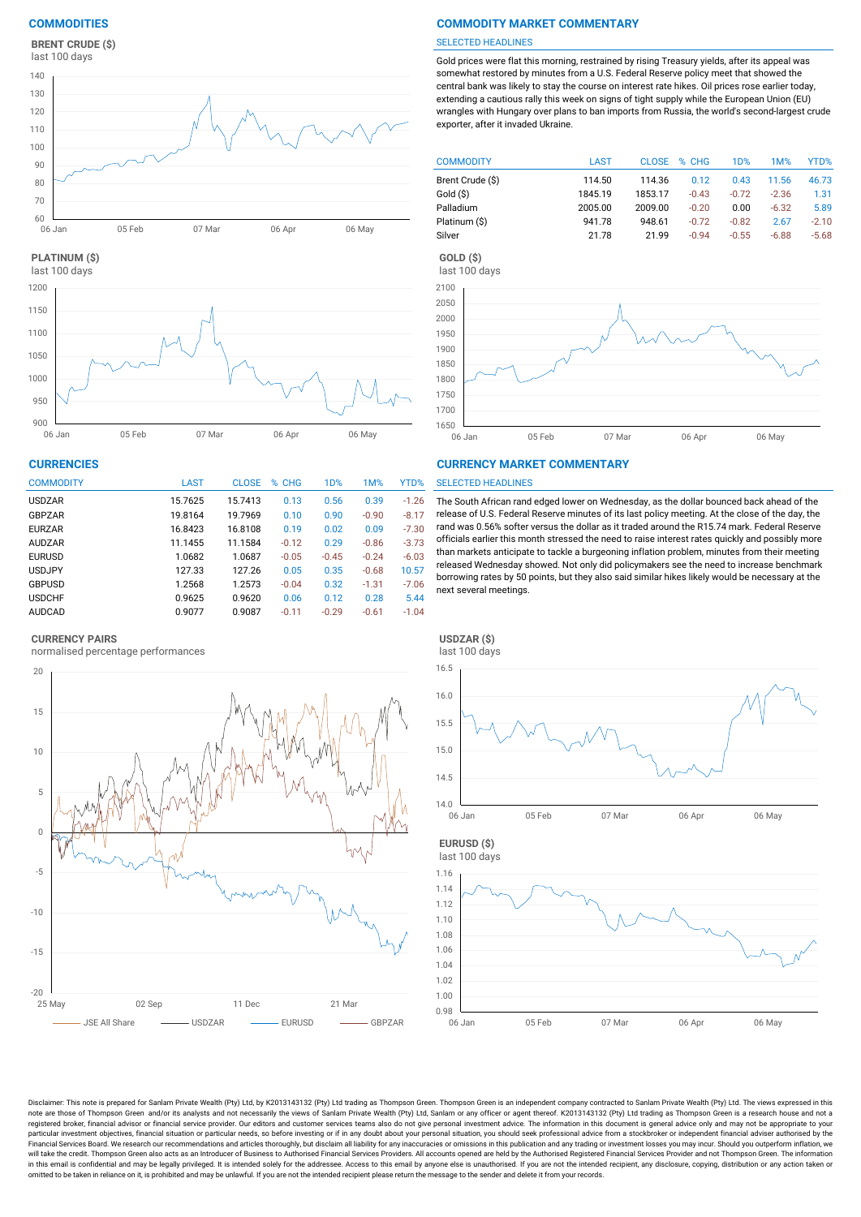## COMMODITIES

**BRENT CRUDE ($)**
last 100 days

140
130
120
110
100
90
80
70
60
06 Jan
05 Feb
07 Mar
06 Apr
06 May

**PLATINUM ($)**
last 100 days

1200
1150
1100
1050
1000
950
900
06 Jan
05 Feb
07 Mar
06 Apr
06 May

## COMMODITY MARKET COMMENTARY

SELECTED HEADLINES

Gold prices were flat this morning, restrained by rising Treasury yields, after its appeal was somewhat restored by minutes from a U.S. Federal Reserve policy meet that showed the central bank was likely to stay the course on interest rate hikes. Oil prices rose earlier today, extending a cautious rally this week on signs of tight supply while the European Union (EU) wrangles with Hungary over plans to ban imports from Russia, the world's second-largest crude exporter, after it invaded Ukraine.

| COMMODITY | LAST | CLOSE | % CHG | 1D% | 1M% | YTD% |
|---|---|---|---|---|---|---|
| Brent Crude ($) | 114.50 | 114.36 | 0.12 | 0.43 | 11.56 | 46.73 |
| Gold ($) | 1845.19 | 1853.17 | -0.43 | -0.72 | -2.36 | 1.31 |
| Palladium | 2005.00 | 2009.00 | -0.20 | 0.00 | -6.32 | 5.89 |
| Platinum ($) | 941.78 | 948.61 | -0.72 | -0.82 | 2.67 | -2.10 |
| Silver | 21.78 | 21.99 | -0.94 | -0.55 | -6.88 | -5.68 |

**GOLD ($)**
last 100 days

2100
2050
2000
1950
1900
1850
1800
1750
1700
1650
06 Jan
05 Feb
07 Mar
06 Apr
06 May

## CURRENCIES

| COMMODITY | LAST | CLOSE | % CHG | 1D% | 1M% | YTD% |
|---|---|---|---|---|---|---|
| USDZAR | 15.7625 | 15.7413 | 0.13 | 0.56 | 0.39 | -1.26 |
| GBPZAR | 19.8164 | 19.7969 | 0.10 | 0.90 | -0.90 | -8.17 |
| EURZAR | 16.8423 | 16.8108 | 0.19 | 0.02 | 0.09 | -7.30 |
| AUDZAR | 11.1455 | 11.1584 | -0.12 | 0.29 | -0.86 | -3.73 |
| EURUSD | 1.0682 | 1.0687 | -0.05 | -0.45 | -0.24 | -6.03 |
| USDJPY | 127.33 | 127.26 | 0.05 | 0.35 | -0.68 | 10.57 |
| GBPUSD | 1.2568 | 1.2573 | -0.04 | 0.32 | -1.31 | -7.06 |
| USDCHF | 0.9625 | 0.9620 | 0.06 | 0.12 | 0.28 | 5.44 |
| AUDCAD | 0.9077 | 0.9087 | -0.11 | -0.29 | -0.61 | -1.04 |

**CURRENCY PAIRS**
normalised percentage performances

20
15
10
5
0
-5
-10
-15
-20
25 May
02 Sep
11 Dec
21 Mar

JSE All Share
USDZAR
EURUSD
GBPZAR

## CURRENCY MARKET COMMENTARY

SELECTED HEADLINES

The South African rand edged lower on Wednesday, as the dollar bounced back ahead of the release of U.S. Federal Reserve minutes of its last policy meeting. At the close of the day, the rand was 0.56% softer versus the dollar as it traded around the R15.74 mark. Federal Reserve officials earlier this month stressed the need to raise interest rates quickly and possibly more than markets anticipate to tackle a burgeoning inflation problem, minutes from their meeting released Wednesday showed. Not only did policymakers see the need to increase benchmark borrowing rates by 50 points, but they also said similar hikes likely would be necessary at the next several meetings.

**USDZAR ($)**
last 100 days

16.5
16.0
15.5
15.0
14.5
14.0
06 Jan
05 Feb
07 Mar
06 Apr
06 May

**EURUSD ($)**
last 100 days

1.16
1.14
1.12
1.10
1.08
1.06
1.04
1.02
1.00
0.98
06 Jan
05 Feb
07 Mar
06 Apr
06 May

Disclaimer: This note is prepared for Sanlam Private Wealth (Pty) Ltd, by K2013143132 (Pty) Ltd trading as Thompson Green. Thompson Green is an independent company contracted to Sanlam Private Wealth (Pty) Ltd. The views expressed in this note are those of Thompson Green and its analysts and not necessarily the views of Sanlam Private Wealth (Pty) Ltd, Sanlam or any officer or agent thereof. K2013143132 (Pty) Ltd trading as Thompson Green is a research house and not a registered broker, financial advisor or financial service provider. Our editors and customer services teams also do not give personal investment advice. The information in this document is general advice only and may not be appropriate to your particular investment objectives, financial situation or particular needs, so before investing or if in any doubt about your personal situation, you should seek professional advice from a stockbroker or independent financial adviser authorised by the Financial Services Board. We research our recommendations and articles thoroughly, but disclaim all liability for any inaccuracies or omissions in this publication and any trading or investment losses you may incur. Should you outperform inflation, we will take the credit. Thompson Green also acts as an Introducer of Business to Authorised Financial Services Providers. All accounts opened are held by the Authorised Registered Financial Services Provider and not Thompson Green. The information in this email is confidential and may be legally privileged. It is intended solely for the addressee. Access to this email by anyone else is unauthorised. If you are not the intended recipient, any disclosure, copying, distribution or any action taken or omitted to be taken in reliance on it, is prohibited and may be unlawful. If you are not the intended recipient please return the message to the sender and delete it from your records.